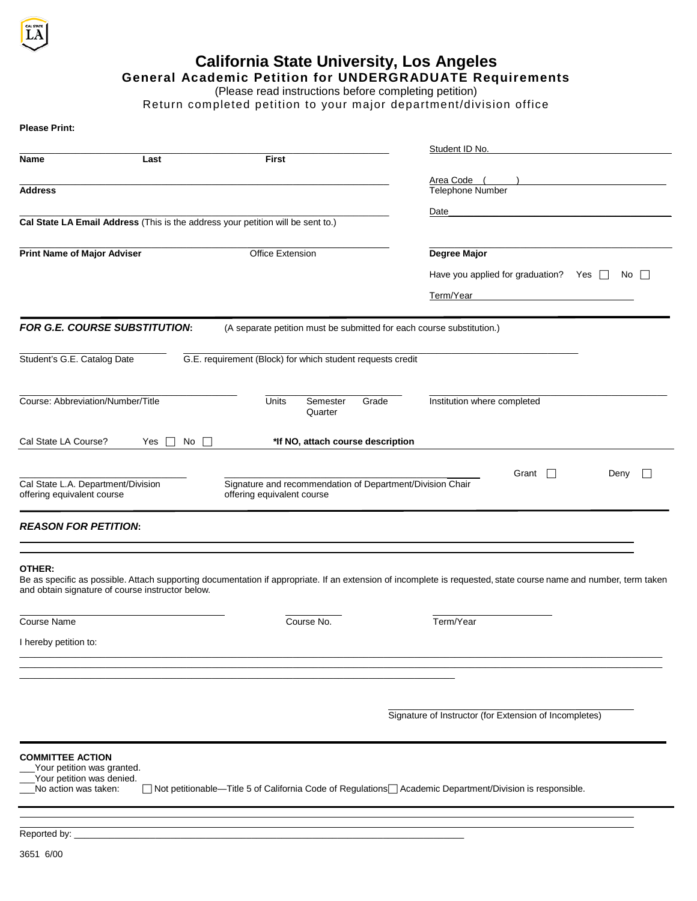# California State University, Los Angeles

## General Academic Petition for UNDERGRADUATE Requirements

(Please read instructions before completing petition)

Return completed petition to your major department/division office

**Please Print:**

**Name** Last ____________________ First ____________________

Student ID No. ____________________

**Address** ____________________

Area Code ( ) Telephone Number ____________________

**Cal State LA Email Address** (This is the address your petition will be sent to.) ____________________

Date ____________________

**Print Name of Major Adviser** ____________________ Office Extension ____________________

**Degree Major** ____________________

Have you applied for graduation? Yes ☐ No ☐

Term/Year ____________________

---

***FOR G.E. COURSE SUBSTITUTION*:** (A separate petition must be submitted for each course substitution.)

Student's G.E. Catalog Date ____________________

G.E. requirement (Block) for which student requests credit ____________________

Course: Abbreviation/Number/Title ____________________ Units ______ Semester/Quarter ______ Grade ______

Institution where completed ____________________

Cal State LA Course? Yes ☐ No ☐ **\*If NO, attach course description**

Cal State L.A. Department/Division offering equivalent course ____________________

Signature and recommendation of Department/Division Chair offering equivalent course ____________________

Grant ☐ Deny ☐

---

***REASON FOR PETITION*:**

____________________

____________________

**OTHER:**

Be as specific as possible. Attach supporting documentation if appropriate. If an extension of incomplete is requested, state course name and number, term taken and obtain signature of course instructor below.

Course Name ____________________ Course No. ____________________ Term/Year ____________________

I hereby petition to:

____________________

____________________

____________________

Signature of Instructor (for Extension of Incompletes) ____________________

---

**COMMITTEE ACTION**

___Your petition was granted.

___Your petition was denied.

___No action was taken: ☐ Not petitionable—Title 5 of California Code of Regulations ☐ Academic Department/Division is responsible.

---

____________________

____________________

Reported by: ____________________

3651 6/00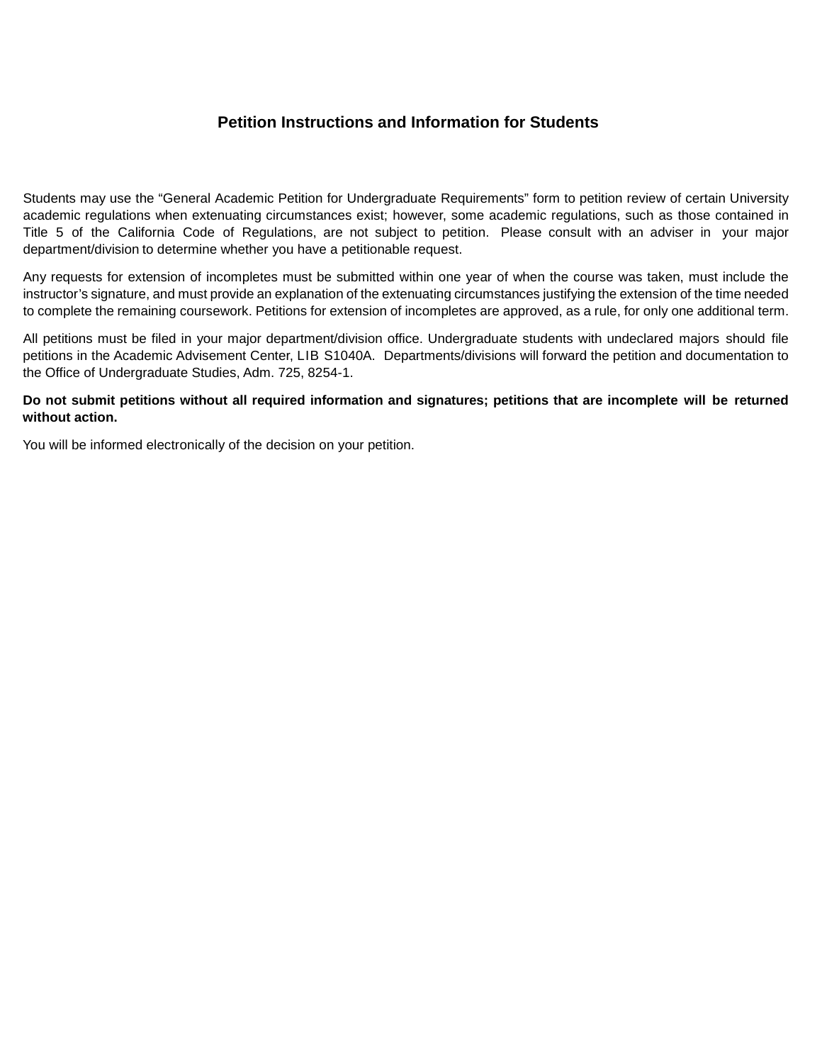# Petition Instructions and Information for Students

Students may use the "General Academic Petition for Undergraduate Requirements" form to petition review of certain University academic regulations when extenuating circumstances exist; however, some academic regulations, such as those contained in Title 5 of the California Code of Regulations, are not subject to petition. Please consult with an adviser in your major department/division to determine whether you have a petitionable request.

Any requests for extension of incompletes must be submitted within one year of when the course was taken, must include the instructor's signature, and must provide an explanation of the extenuating circumstances justifying the extension of the time needed to complete the remaining coursework. Petitions for extension of incompletes are approved, as a rule, for only one additional term.

All petitions must be filed in your major department/division office. Undergraduate students with undeclared majors should file petitions in the Academic Advisement Center, LIB S1040A. Departments/divisions will forward the petition and documentation to the Office of Undergraduate Studies, Adm. 725, 8254-1.

**Do not submit petitions without all required information and signatures; petitions that are incomplete will be returned without action.**

You will be informed electronically of the decision on your petition.